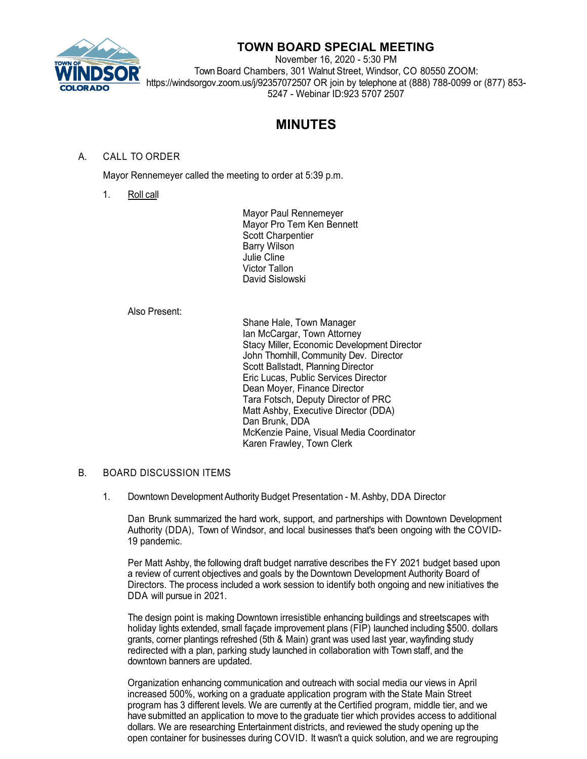# TOWN BOARD SPECIAL MEETING

November 16, 2020 - 5:30 PM
Town Board Chambers, 301 Walnut Street, Windsor, CO 80550 ZOOM: https://windsorgov.zoom.us/j/92357072507 OR join by telephone at (888) 788-0099 or (877) 853-5247 - Webinar ID:923 5707 2507

## MINUTES

A. CALL TO ORDER

Mayor Rennemeyer called the meeting to order at 5:39 p.m.

1. Roll call

Mayor Paul Rennemeyer
Mayor Pro Tem Ken Bennett
Scott Charpentier
Barry Wilson
Julie Cline
Victor Tallon
David Sislowski

Also Present:

Shane Hale, Town Manager
Ian McCargar, Town Attorney
Stacy Miller, Economic Development Director
John Thornhill, Community Dev. Director
Scott Ballstadt, Planning Director
Eric Lucas, Public Services Director
Dean Moyer, Finance Director
Tara Fotsch, Deputy Director of PRC
Matt Ashby, Executive Director (DDA)
Dan Brunk, DDA
McKenzie Paine, Visual Media Coordinator
Karen Frawley, Town Clerk

B. BOARD DISCUSSION ITEMS

1. Downtown Development Authority Budget Presentation - M. Ashby, DDA Director

Dan Brunk summarized the hard work, support, and partnerships with Downtown Development Authority (DDA), Town of Windsor, and local businesses that's been ongoing with the COVID-19 pandemic.

Per Matt Ashby, the following draft budget narrative describes the FY 2021 budget based upon a review of current objectives and goals by the Downtown Development Authority Board of Directors. The process included a work session to identify both ongoing and new initiatives the DDA will pursue in 2021.

The design point is making Downtown irresistible enhancing buildings and streetscapes with holiday lights extended, small façade improvement plans (FIP) launched including $500. dollars grants, corner plantings refreshed (5th & Main) grant was used last year, wayfinding study redirected with a plan, parking study launched in collaboration with Town staff, and the downtown banners are updated.

Organization enhancing communication and outreach with social media our views in April increased 500%, working on a graduate application program with the State Main Street program has 3 different levels. We are currently at the Certified program, middle tier, and we have submitted an application to move to the graduate tier which provides access to additional dollars. We are researching Entertainment districts, and reviewed the study opening up the open container for businesses during COVID. It wasn't a quick solution, and we are regrouping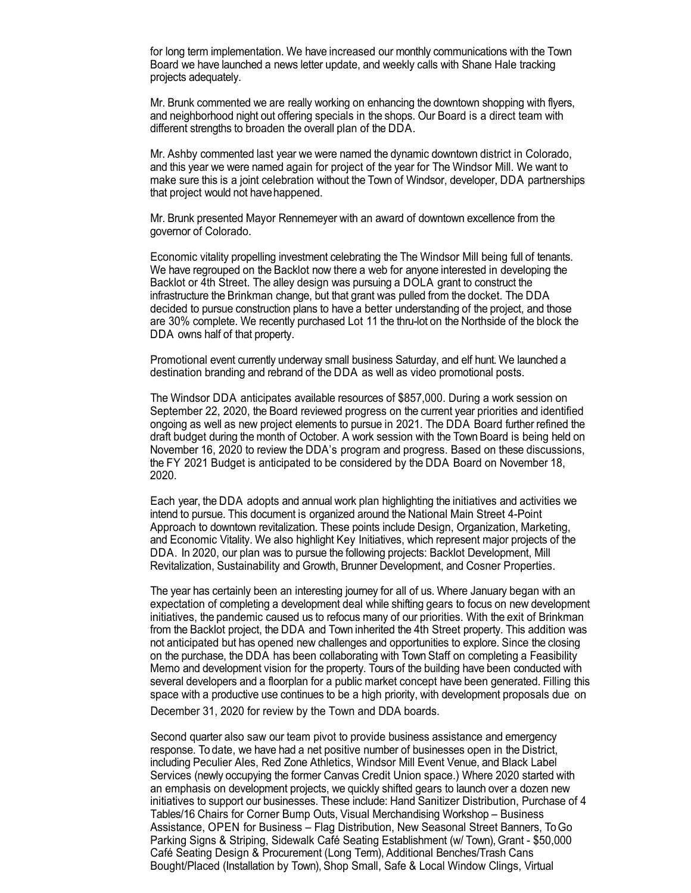for long term implementation. We have increased our monthly communications with the Town Board we have launched a news letter update, and weekly calls with Shane Hale tracking projects adequately.

Mr. Brunk commented we are really working on enhancing the downtown shopping with flyers, and neighborhood night out offering specials in the shops. Our Board is a direct team with different strengths to broaden the overall plan of the DDA.

Mr. Ashby commented last year we were named the dynamic downtown district in Colorado, and this year we were named again for project of the year for The Windsor Mill. We want to make sure this is a joint celebration without the Town of Windsor, developer, DDA partnerships that project would not have happened.

Mr. Brunk presented Mayor Rennemeyer with an award of downtown excellence from the governor of Colorado.

Economic vitality propelling investment celebrating the The Windsor Mill being full of tenants. We have regrouped on the Backlot now there a web for anyone interested in developing the Backlot or 4th Street. The alley design was pursuing a DOLA grant to construct the infrastructure the Brinkman change, but that grant was pulled from the docket. The DDA decided to pursue construction plans to have a better understanding of the project, and those are 30% complete. We recently purchased Lot 11 the thru-lot on the Northside of the block the DDA owns half of that property.

Promotional event currently underway small business Saturday, and elf hunt. We launched a destination branding and rebrand of the DDA as well as video promotional posts.

The Windsor DDA anticipates available resources of $857,000. During a work session on September 22, 2020, the Board reviewed progress on the current year priorities and identified ongoing as well as new project elements to pursue in 2021. The DDA Board further refined the draft budget during the month of October. A work session with the Town Board is being held on November 16, 2020 to review the DDA's program and progress. Based on these discussions, the FY 2021 Budget is anticipated to be considered by the DDA Board on November 18, 2020.

Each year, the DDA adopts and annual work plan highlighting the initiatives and activities we intend to pursue. This document is organized around the National Main Street 4-Point Approach to downtown revitalization. These points include Design, Organization, Marketing, and Economic Vitality. We also highlight Key Initiatives, which represent major projects of the DDA. In 2020, our plan was to pursue the following projects: Backlot Development, Mill Revitalization, Sustainability and Growth, Brunner Development, and Cosner Properties.

The year has certainly been an interesting journey for all of us. Where January began with an expectation of completing a development deal while shifting gears to focus on new development initiatives, the pandemic caused us to refocus many of our priorities. With the exit of Brinkman from the Backlot project, the DDA and Town inherited the 4th Street property. This addition was not anticipated but has opened new challenges and opportunities to explore. Since the closing on the purchase, the DDA has been collaborating with Town Staff on completing a Feasibility Memo and development vision for the property. Tours of the building have been conducted with several developers and a floorplan for a public market concept have been generated. Filling this space with a productive use continues to be a high priority, with development proposals due on December 31, 2020 for review by the Town and DDA boards.

Second quarter also saw our team pivot to provide business assistance and emergency response. To date, we have had a net positive number of businesses open in the District, including Peculier Ales, Red Zone Athletics, Windsor Mill Event Venue, and Black Label Services (newly occupying the former Canvas Credit Union space.) Where 2020 started with an emphasis on development projects, we quickly shifted gears to launch over a dozen new initiatives to support our businesses. These include: Hand Sanitizer Distribution, Purchase of 4 Tables/16 Chairs for Corner Bump Outs, Visual Merchandising Workshop – Business Assistance, OPEN for Business – Flag Distribution, New Seasonal Street Banners, To Go Parking Signs & Striping, Sidewalk Café Seating Establishment (w/ Town), Grant - $50,000 Café Seating Design & Procurement (Long Term), Additional Benches/Trash Cans Bought/Placed (Installation by Town), Shop Small, Safe & Local Window Clings, Virtual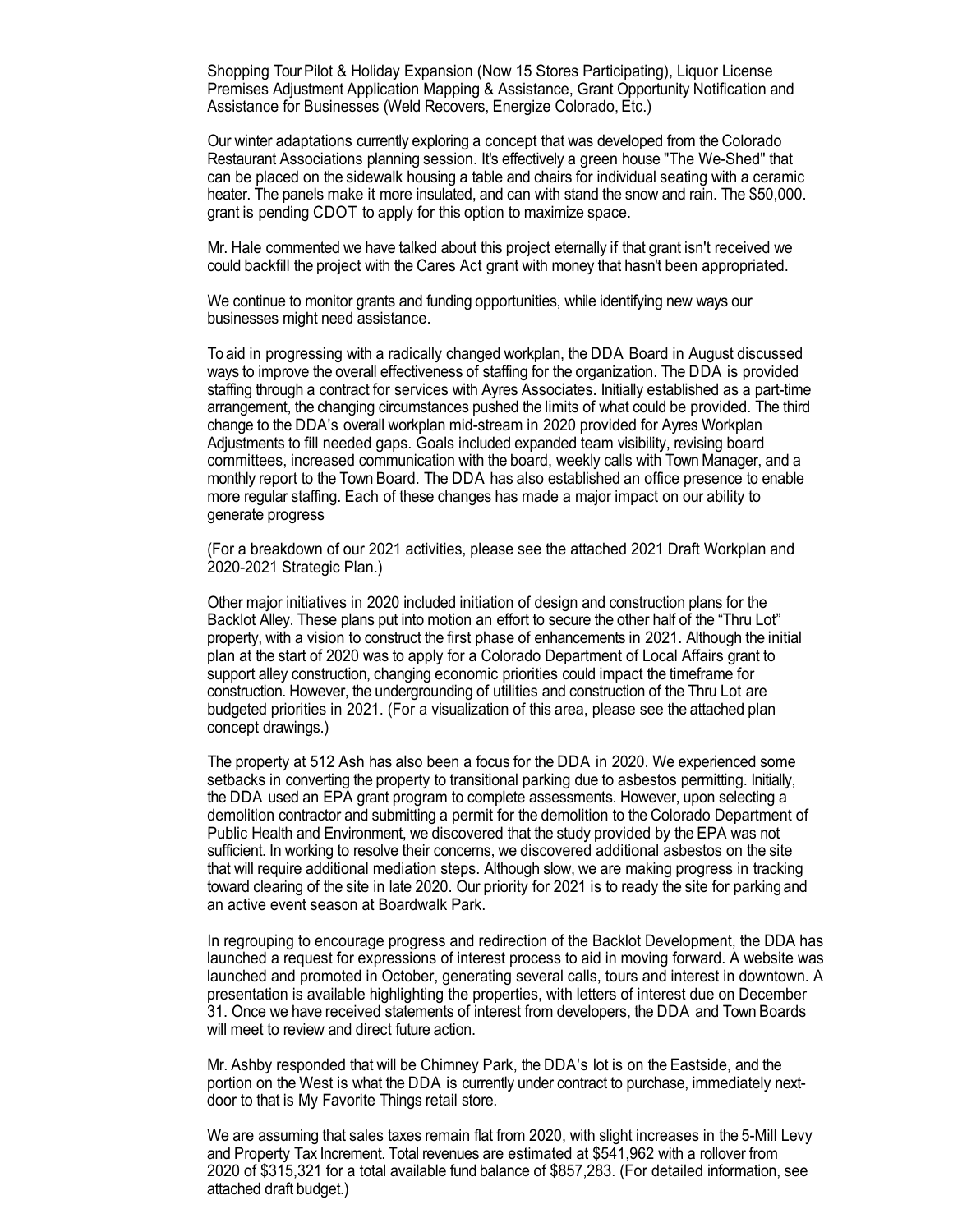Shopping Tour Pilot & Holiday Expansion (Now 15 Stores Participating), Liquor License Premises Adjustment Application Mapping & Assistance, Grant Opportunity Notification and Assistance for Businesses (Weld Recovers, Energize Colorado, Etc.)

Our winter adaptations currently exploring a concept that was developed from the Colorado Restaurant Associations planning session. It's effectively a green house "The We-Shed" that can be placed on the sidewalk housing a table and chairs for individual seating with a ceramic heater. The panels make it more insulated, and can with stand the snow and rain. The $50,000. grant is pending CDOT to apply for this option to maximize space.

Mr. Hale commented we have talked about this project eternally if that grant isn't received we could backfill the project with the Cares Act grant with money that hasn't been appropriated.

We continue to monitor grants and funding opportunities, while identifying new ways our businesses might need assistance.

To aid in progressing with a radically changed workplan, the DDA Board in August discussed ways to improve the overall effectiveness of staffing for the organization. The DDA is provided staffing through a contract for services with Ayres Associates. Initially established as a part-time arrangement, the changing circumstances pushed the limits of what could be provided. The third change to the DDA's overall workplan mid-stream in 2020 provided for Ayres Workplan Adjustments to fill needed gaps. Goals included expanded team visibility, revising board committees, increased communication with the board, weekly calls with Town Manager, and a monthly report to the Town Board. The DDA has also established an office presence to enable more regular staffing. Each of these changes has made a major impact on our ability to generate progress

(For a breakdown of our 2021 activities, please see the attached 2021 Draft Workplan and 2020-2021 Strategic Plan.)

Other major initiatives in 2020 included initiation of design and construction plans for the Backlot Alley. These plans put into motion an effort to secure the other half of the "Thru Lot" property, with a vision to construct the first phase of enhancements in 2021. Although the initial plan at the start of 2020 was to apply for a Colorado Department of Local Affairs grant to support alley construction, changing economic priorities could impact the timeframe for construction. However, the undergrounding of utilities and construction of the Thru Lot are budgeted priorities in 2021. (For a visualization of this area, please see the attached plan concept drawings.)

The property at 512 Ash has also been a focus for the DDA in 2020. We experienced some setbacks in converting the property to transitional parking due to asbestos permitting. Initially, the DDA used an EPA grant program to complete assessments. However, upon selecting a demolition contractor and submitting a permit for the demolition to the Colorado Department of Public Health and Environment, we discovered that the study provided by the EPA was not sufficient. In working to resolve their concerns, we discovered additional asbestos on the site that will require additional mediation steps. Although slow, we are making progress in tracking toward clearing of the site in late 2020. Our priority for 2021 is to ready the site for parking and an active event season at Boardwalk Park.

In regrouping to encourage progress and redirection of the Backlot Development, the DDA has launched a request for expressions of interest process to aid in moving forward. A website was launched and promoted in October, generating several calls, tours and interest in downtown. A presentation is available highlighting the properties, with letters of interest due on December 31. Once we have received statements of interest from developers, the DDA and Town Boards will meet to review and direct future action.

Mr. Ashby responded that will be Chimney Park, the DDA's lot is on the Eastside, and the portion on the West is what the DDA is currently under contract to purchase, immediately next-door to that is My Favorite Things retail store.

We are assuming that sales taxes remain flat from 2020, with slight increases in the 5-Mill Levy and Property Tax Increment. Total revenues are estimated at $541,962 with a rollover from 2020 of $315,321 for a total available fund balance of $857,283. (For detailed information, see attached draft budget.)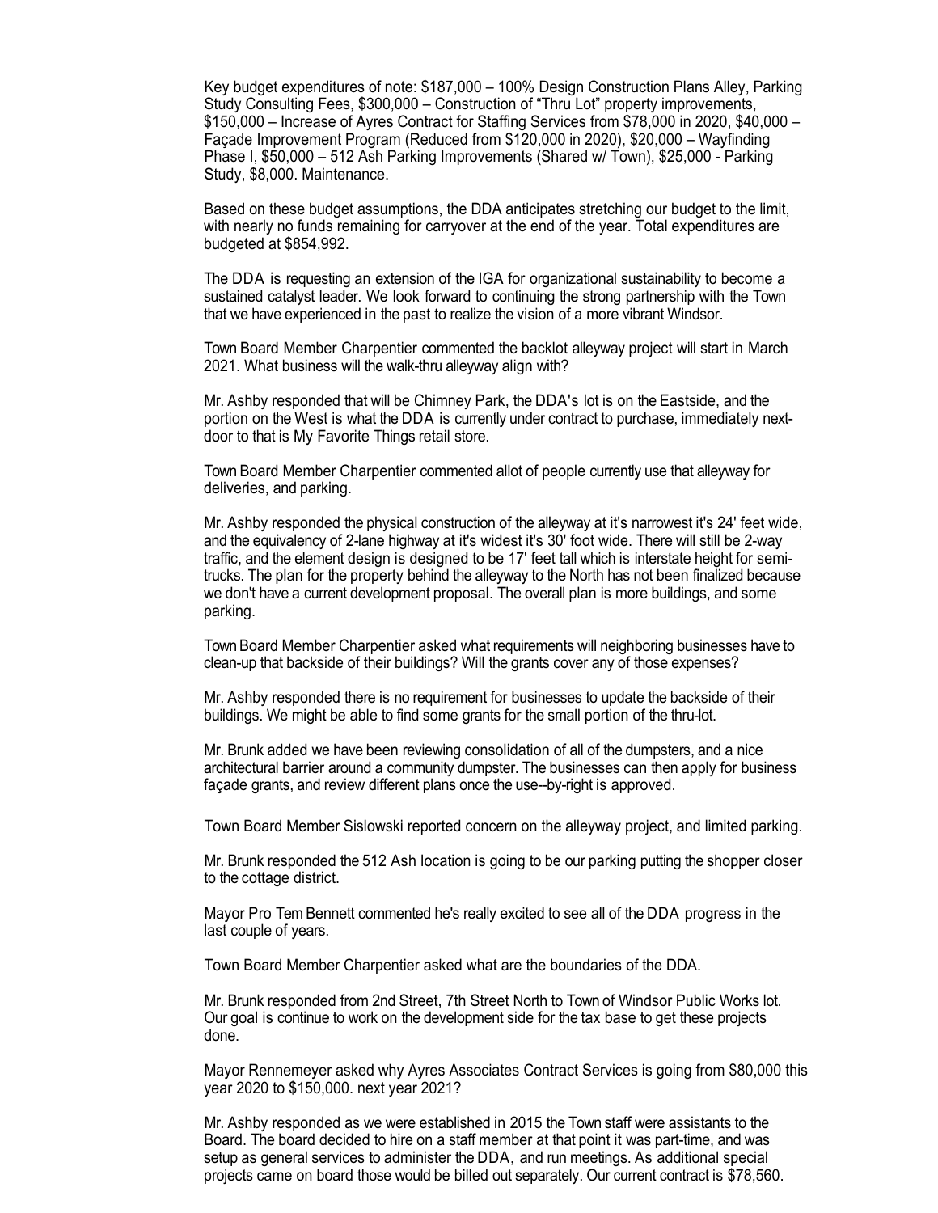Key budget expenditures of note: $187,000 – 100% Design Construction Plans Alley, Parking Study Consulting Fees, $300,000 – Construction of "Thru Lot" property improvements, $150,000 – Increase of Ayres Contract for Staffing Services from $78,000 in 2020, $40,000 – Façade Improvement Program (Reduced from $120,000 in 2020), $20,000 – Wayfinding Phase I, $50,000 – 512 Ash Parking Improvements (Shared w/ Town), $25,000 - Parking Study, $8,000. Maintenance.

Based on these budget assumptions, the DDA anticipates stretching our budget to the limit, with nearly no funds remaining for carryover at the end of the year. Total expenditures are budgeted at $854,992.

The DDA is requesting an extension of the IGA for organizational sustainability to become a sustained catalyst leader. We look forward to continuing the strong partnership with the Town that we have experienced in the past to realize the vision of a more vibrant Windsor.

Town Board Member Charpentier commented the backlot alleyway project will start in March 2021. What business will the walk-thru alleyway align with?

Mr. Ashby responded that will be Chimney Park, the DDA's lot is on the Eastside, and the portion on the West is what the DDA is currently under contract to purchase, immediately next-door to that is My Favorite Things retail store.

Town Board Member Charpentier commented allot of people currently use that alleyway for deliveries, and parking.

Mr. Ashby responded the physical construction of the alleyway at it's narrowest it's 24' feet wide, and the equivalency of 2-lane highway at it's widest it's 30' foot wide. There will still be 2-way traffic, and the element design is designed to be 17' feet tall which is interstate height for semi-trucks. The plan for the property behind the alleyway to the North has not been finalized because we don't have a current development proposal. The overall plan is more buildings, and some parking.

Town Board Member Charpentier asked what requirements will neighboring businesses have to clean-up that backside of their buildings? Will the grants cover any of those expenses?

Mr. Ashby responded there is no requirement for businesses to update the backside of their buildings. We might be able to find some grants for the small portion of the thru-lot.

Mr. Brunk added we have been reviewing consolidation of all of the dumpsters, and a nice architectural barrier around a community dumpster. The businesses can then apply for business façade grants, and review different plans once the use--by-right is approved.

Town Board Member Sislowski reported concern on the alleyway project, and limited parking.

Mr. Brunk responded the 512 Ash location is going to be our parking putting the shopper closer to the cottage district.

Mayor Pro Tem Bennett commented he's really excited to see all of the DDA progress in the last couple of years.

Town Board Member Charpentier asked what are the boundaries of the DDA.

Mr. Brunk responded from 2nd Street, 7th Street North to Town of Windsor Public Works lot. Our goal is continue to work on the development side for the tax base to get these projects done.

Mayor Rennemeyer asked why Ayres Associates Contract Services is going from $80,000 this year 2020 to $150,000. next year 2021?

Mr. Ashby responded as we were established in 2015 the Town staff were assistants to the Board. The board decided to hire on a staff member at that point it was part-time, and was setup as general services to administer the DDA, and run meetings. As additional special projects came on board those would be billed out separately. Our current contract is $78,560.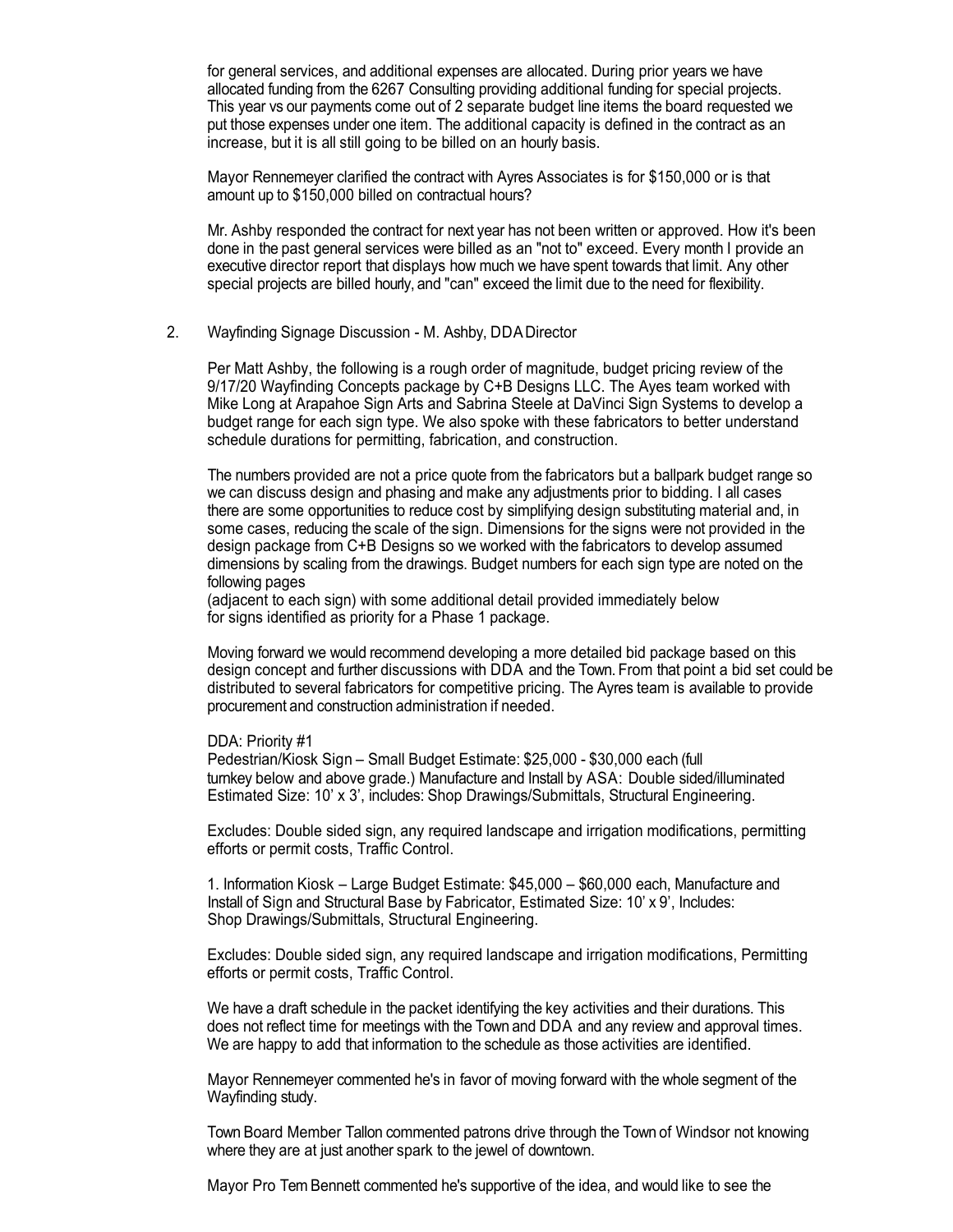for general services, and additional expenses are allocated. During prior years we have allocated funding from the 6267 Consulting providing additional funding for special projects. This year vs our payments come out of 2 separate budget line items the board requested we put those expenses under one item. The additional capacity is defined in the contract as an increase, but it is all still going to be billed on an hourly basis.

Mayor Rennemeyer clarified the contract with Ayres Associates is for $150,000 or is that amount up to $150,000 billed on contractual hours?

Mr. Ashby responded the contract for next year has not been written or approved. How it's been done in the past general services were billed as an "not to" exceed. Every month I provide an executive director report that displays how much we have spent towards that limit. Any other special projects are billed hourly, and "can" exceed the limit due to the need for flexibility.

2. Wayfinding Signage Discussion - M. Ashby, DDA Director

   Per Matt Ashby, the following is a rough order of magnitude, budget pricing review of the 9/17/20 Wayfinding Concepts package by C+B Designs LLC. The Ayes team worked with Mike Long at Arapahoe Sign Arts and Sabrina Steele at DaVinci Sign Systems to develop a budget range for each sign type. We also spoke with these fabricators to better understand schedule durations for permitting, fabrication, and construction.

   The numbers provided are not a price quote from the fabricators but a ballpark budget range so we can discuss design and phasing and make any adjustments prior to bidding. I all cases there are some opportunities to reduce cost by simplifying design substituting material and, in some cases, reducing the scale of the sign. Dimensions for the signs were not provided in the design package from C+B Designs so we worked with the fabricators to develop assumed dimensions by scaling from the drawings. Budget numbers for each sign type are noted on the following pages
   (adjacent to each sign) with some additional detail provided immediately below for signs identified as priority for a Phase 1 package.

   Moving forward we would recommend developing a more detailed bid package based on this design concept and further discussions with DDA and the Town. From that point a bid set could be distributed to several fabricators for competitive pricing. The Ayres team is available to provide procurement and construction administration if needed.

   DDA: Priority #1
   Pedestrian/Kiosk Sign – Small Budget Estimate: $25,000 - $30,000 each (full turnkey below and above grade.) Manufacture and Install by ASA: Double sided/illuminated Estimated Size: 10' x 3', includes: Shop Drawings/Submittals, Structural Engineering.

   Excludes: Double sided sign, any required landscape and irrigation modifications, permitting efforts or permit costs, Traffic Control.

   1. Information Kiosk – Large Budget Estimate: $45,000 – $60,000 each, Manufacture and Install of Sign and Structural Base by Fabricator, Estimated Size: 10' x 9', Includes: Shop Drawings/Submittals, Structural Engineering.

   Excludes: Double sided sign, any required landscape and irrigation modifications, Permitting efforts or permit costs, Traffic Control.

   We have a draft schedule in the packet identifying the key activities and their durations. This does not reflect time for meetings with the Town and DDA and any review and approval times. We are happy to add that information to the schedule as those activities are identified.

   Mayor Rennemeyer commented he's in favor of moving forward with the whole segment of the Wayfinding study.

   Town Board Member Tallon commented patrons drive through the Town of Windsor not knowing where they are at just another spark to the jewel of downtown.

   Mayor Pro Tem Bennett commented he's supportive of the idea, and would like to see the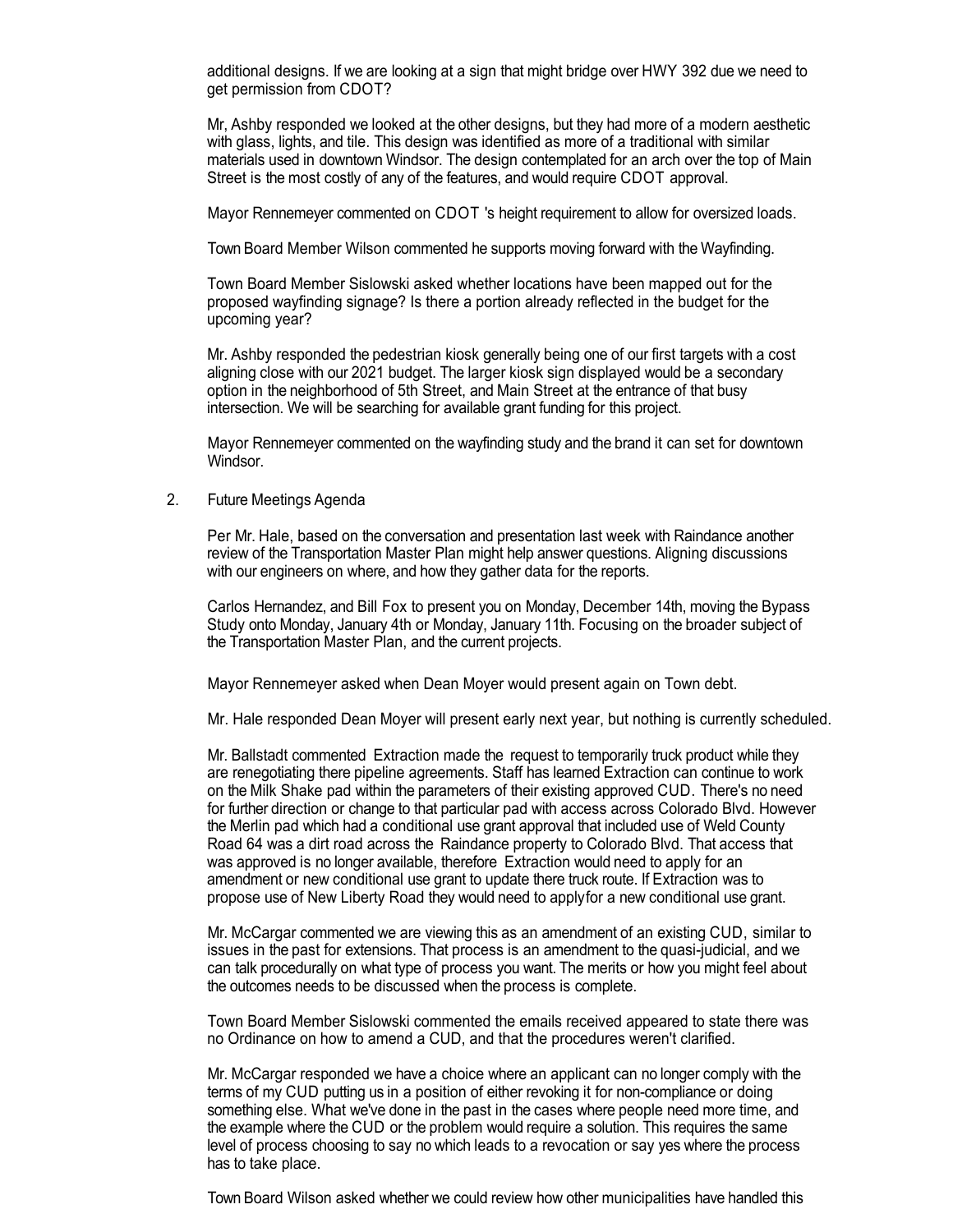additional designs. If we are looking at a sign that might bridge over HWY 392 due we need to get permission from CDOT?

Mr, Ashby responded we looked at the other designs, but they had more of a modern aesthetic with glass, lights, and tile. This design was identified as more of a traditional with similar materials used in downtown Windsor. The design contemplated for an arch over the top of Main Street is the most costly of any of the features, and would require CDOT approval.

Mayor Rennemeyer commented on CDOT 's height requirement to allow for oversized loads.

Town Board Member Wilson commented he supports moving forward with the Wayfinding.

Town Board Member Sislowski asked whether locations have been mapped out for the proposed wayfinding signage? Is there a portion already reflected in the budget for the upcoming year?

Mr. Ashby responded the pedestrian kiosk generally being one of our first targets with a cost aligning close with our 2021 budget. The larger kiosk sign displayed would be a secondary option in the neighborhood of 5th Street, and Main Street at the entrance of that busy intersection. We will be searching for available grant funding for this project.

Mayor Rennemeyer commented on the wayfinding study and the brand it can set for downtown Windsor.

2. Future Meetings Agenda

Per Mr. Hale, based on the conversation and presentation last week with Raindance another review of the Transportation Master Plan might help answer questions. Aligning discussions with our engineers on where, and how they gather data for the reports.

Carlos Hernandez, and Bill Fox to present you on Monday, December 14th, moving the Bypass Study onto Monday, January 4th or Monday, January 11th. Focusing on the broader subject of the Transportation Master Plan, and the current projects.

Mayor Rennemeyer asked when Dean Moyer would present again on Town debt.

Mr. Hale responded Dean Moyer will present early next year, but nothing is currently scheduled.

Mr. Ballstadt commented Extraction made the request to temporarily truck product while they are renegotiating there pipeline agreements. Staff has learned Extraction can continue to work on the Milk Shake pad within the parameters of their existing approved CUD. There's no need for further direction or change to that particular pad with access across Colorado Blvd. However the Merlin pad which had a conditional use grant approval that included use of Weld County Road 64 was a dirt road across the Raindance property to Colorado Blvd. That access that was approved is no longer available, therefore Extraction would need to apply for an amendment or new conditional use grant to update there truck route. If Extraction was to propose use of New Liberty Road they would need to applyfor a new conditional use grant.

Mr. McCargar commented we are viewing this as an amendment of an existing CUD, similar to issues in the past for extensions. That process is an amendment to the quasi-judicial, and we can talk procedurally on what type of process you want. The merits or how you might feel about the outcomes needs to be discussed when the process is complete.

Town Board Member Sislowski commented the emails received appeared to state there was no Ordinance on how to amend a CUD, and that the procedures weren't clarified.

Mr. McCargar responded we have a choice where an applicant can no longer comply with the terms of my CUD putting us in a position of either revoking it for non-compliance or doing something else. What we've done in the past in the cases where people need more time, and the example where the CUD or the problem would require a solution. This requires the same level of process choosing to say no which leads to a revocation or say yes where the process has to take place.

Town Board Wilson asked whether we could review how other municipalities have handled this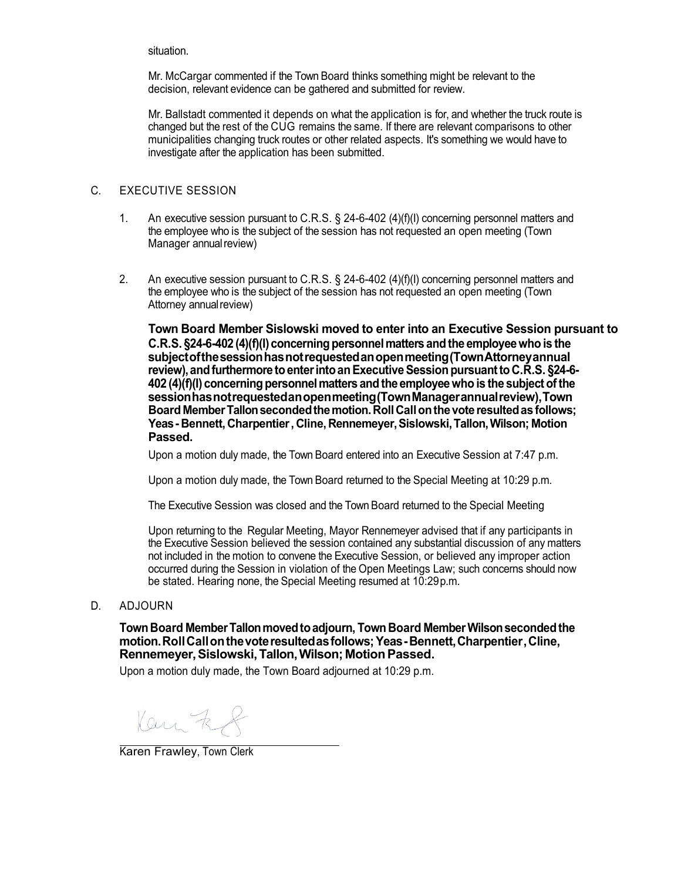situation.

Mr. McCargar commented if the Town Board thinks something might be relevant to the decision, relevant evidence can be gathered and submitted for review.

Mr. Ballstadt commented it depends on what the application is for, and whether the truck route is changed but the rest of the CUG remains the same. If there are relevant comparisons to other municipalities changing truck routes or other related aspects. It's something we would have to investigate after the application has been submitted.

## C. EXECUTIVE SESSION

1. An executive session pursuant to C.R.S. § 24-6-402 (4)(f)(I) concerning personnel matters and the employee who is the subject of the session has not requested an open meeting (Town Manager annual review)

2. An executive session pursuant to C.R.S. § 24-6-402 (4)(f)(I) concerning personnel matters and the employee who is the subject of the session has not requested an open meeting (Town Attorney annual review)

**Town Board Member Sislowski moved to enter into an Executive Session pursuant to C.R.S. §24-6-402 (4)(f)(I) concerning personnel matters and the employee who is the subject of the session has not requested an open meeting (Town Attorney annual review), and furthermore to enter into an Executive Session pursuant to C.R.S. §24-6-402 (4)(f)(I) concerning personnel matters and the employee who is the subject of the session has not requested an open meeting (Town Manager annual review), Town Board Member Tallon seconded the motion. Roll Call on the vote resulted as follows; Yeas - Bennett, Charpentier, Cline, Rennemeyer, Sislowski, Tallon, Wilson; Motion Passed.**

Upon a motion duly made, the Town Board entered into an Executive Session at 7:47 p.m.

Upon a motion duly made, the Town Board returned to the Special Meeting at 10:29 p.m.

The Executive Session was closed and the Town Board returned to the Special Meeting

Upon returning to the Regular Meeting, Mayor Rennemeyer advised that if any participants in the Executive Session believed the session contained any substantial discussion of any matters not included in the motion to convene the Executive Session, or believed any improper action occurred during the Session in violation of the Open Meetings Law; such concerns should now be stated. Hearing none, the Special Meeting resumed at 10:29 p.m.

## D. ADJOURN

**Town Board Member Tallon moved to adjourn, Town Board Member Wilson seconded the motion. Roll Call on the vote resulted as follows; Yeas - Bennett, Charpentier, Cline, Rennemeyer, Sislowski, Tallon, Wilson; Motion Passed.**

Upon a motion duly made, the Town Board adjourned at 10:29 p.m.

Karen Frawley, Town Clerk